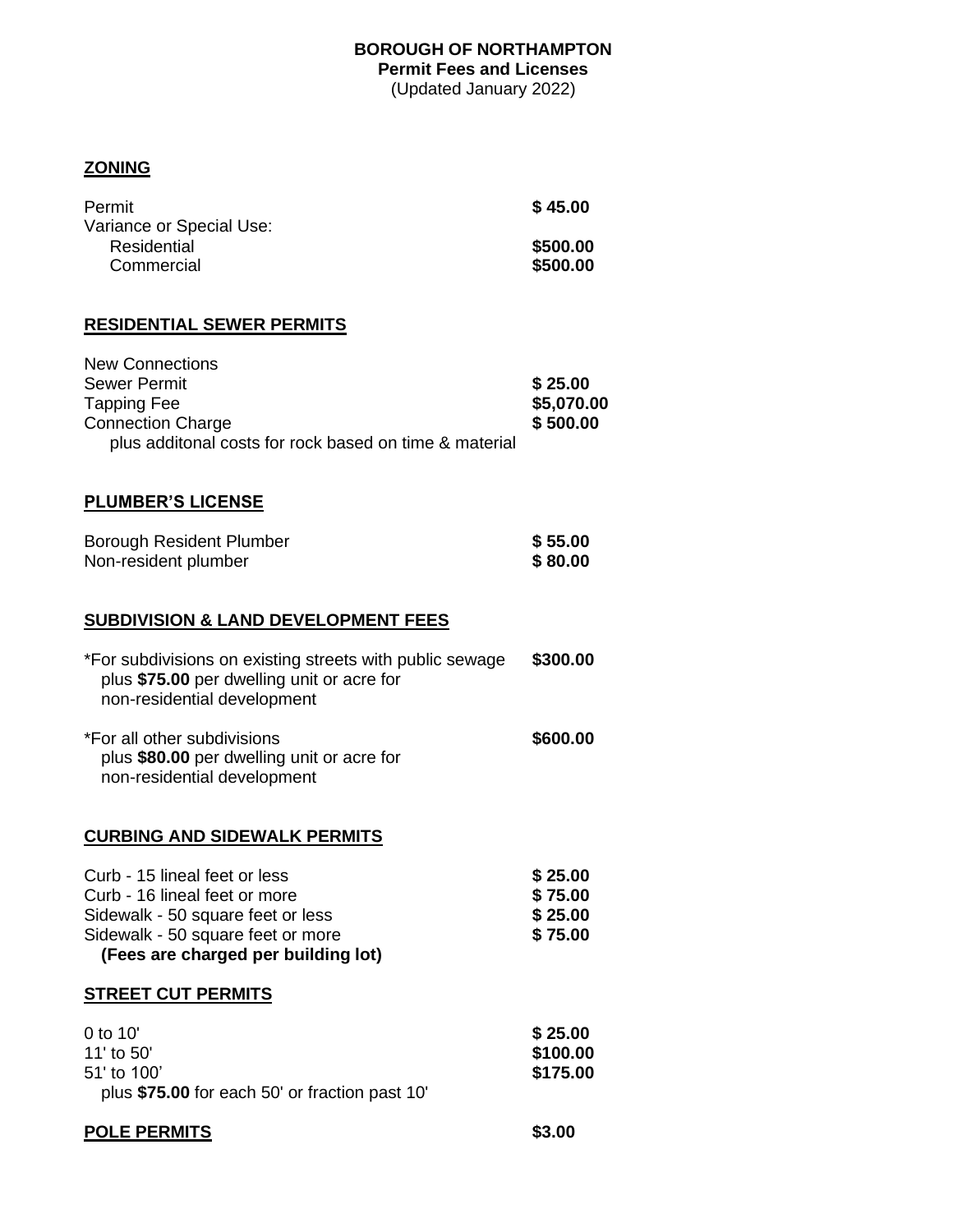# BOROUGH OF NORTHAMPTON
**Permit Fees and Licenses**
(Updated January 2022)

## ZONING

| | |
|---|---|
| Permit | **$ 45.00** |
| Variance or Special Use: | |
| Residential | **$500.00** |
| Commercial | **$500.00** |

## RESIDENTIAL SEWER PERMITS

| | |
|---|---|
| New Connections | |
| Sewer Permit | **$ 25.00** |
| Tapping Fee | **$5,070.00** |
| Connection Charge | **$ 500.00** |
| plus additonal costs for rock based on time & material | |

## PLUMBER'S LICENSE

| | |
|---|---|
| Borough Resident Plumber | **$ 55.00** |
| Non-resident plumber | **$ 80.00** |

## SUBDIVISION & LAND DEVELOPMENT FEES

| | |
|---|---|
| *For subdivisions on existing streets with public sewage plus **$75.00** per dwelling unit or acre for non-residential development | **$300.00** |
| *For all other subdivisions plus **$80.00** per dwelling unit or acre for non-residential development | **$600.00** |

## CURBING AND SIDEWALK PERMITS

| | |
|---|---|
| Curb - 15 lineal feet or less | **$ 25.00** |
| Curb - 16 lineal feet or more | **$ 75.00** |
| Sidewalk - 50 square feet or less | **$ 25.00** |
| Sidewalk - 50 square feet or more | **$ 75.00** |

**(Fees are charged per building lot)**

## STREET CUT PERMITS

| | |
|---|---|
| 0 to 10' | **$ 25.00** |
| 11' to 50' | **$100.00** |
| 51' to 100' | **$175.00** |

plus **$75.00** for each 50' or fraction past 10'

## POLE PERMITS **$3.00**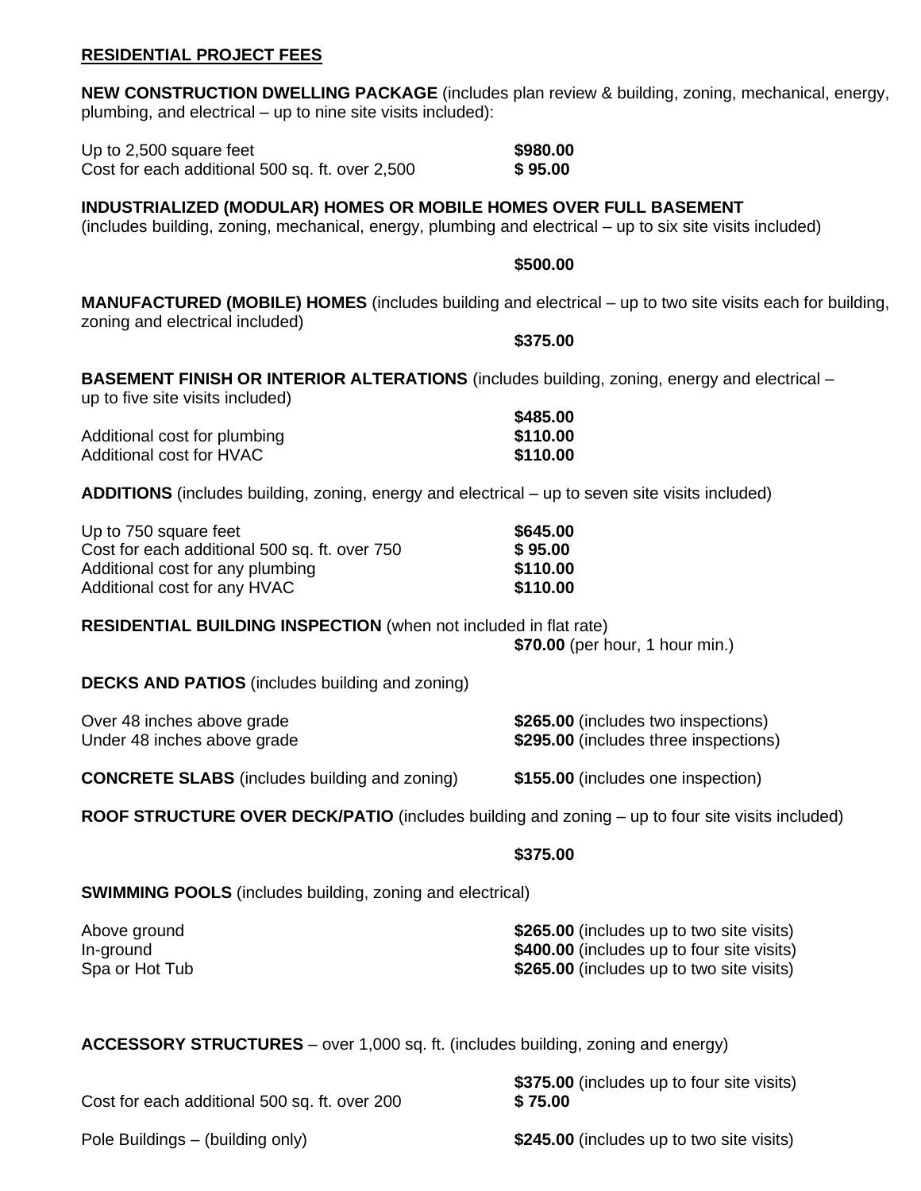## RESIDENTIAL PROJECT FEES

**NEW CONSTRUCTION DWELLING PACKAGE** (includes plan review & building, zoning, mechanical, energy, plumbing, and electrical – up to nine site visits included):

| | |
|---|---|
| Up to 2,500 square feet | **$980.00** |
| Cost for each additional 500 sq. ft. over 2,500 | **$ 95.00** |

**INDUSTRIALIZED (MODULAR) HOMES OR MOBILE HOMES OVER FULL BASEMENT**
(includes building, zoning, mechanical, energy, plumbing and electrical – up to six site visits included)

**$500.00**

**MANUFACTURED (MOBILE) HOMES** (includes building and electrical – up to two site visits each for building, zoning and electrical included)

**$375.00**

**BASEMENT FINISH OR INTERIOR ALTERATIONS** (includes building, zoning, energy and electrical – up to five site visits included)

| | |
|---|---|
| | **$485.00** |
| Additional cost for plumbing | **$110.00** |
| Additional cost for HVAC | **$110.00** |

**ADDITIONS** (includes building, zoning, energy and electrical – up to seven site visits included)

| | |
|---|---|
| Up to 750 square feet | **$645.00** |
| Cost for each additional 500 sq. ft. over 750 | **$ 95.00** |
| Additional cost for any plumbing | **$110.00** |
| Additional cost for any HVAC | **$110.00** |

**RESIDENTIAL BUILDING INSPECTION** (when not included in flat rate)

**$70.00** (per hour, 1 hour min.)

**DECKS AND PATIOS** (includes building and zoning)

| | |
|---|---|
| Over 48 inches above grade | **$265.00** (includes two inspections) |
| Under 48 inches above grade | **$295.00** (includes three inspections) |

**CONCRETE SLABS** (includes building and zoning) **$155.00** (includes one inspection)

**ROOF STRUCTURE OVER DECK/PATIO** (includes building and zoning – up to four site visits included)

**$375.00**

**SWIMMING POOLS** (includes building, zoning and electrical)

| | |
|---|---|
| Above ground | **$265.00** (includes up to two site visits) |
| In-ground | **$400.00** (includes up to four site visits) |
| Spa or Hot Tub | **$265.00** (includes up to two site visits) |

**ACCESSORY STRUCTURES** – over 1,000 sq. ft. (includes building, zoning and energy)

| | |
|---|---|
| | **$375.00** (includes up to four site visits) |
| Cost for each additional 500 sq. ft. over 200 | **$ 75.00** |
| Pole Buildings – (building only) | **$245.00** (includes up to two site visits) |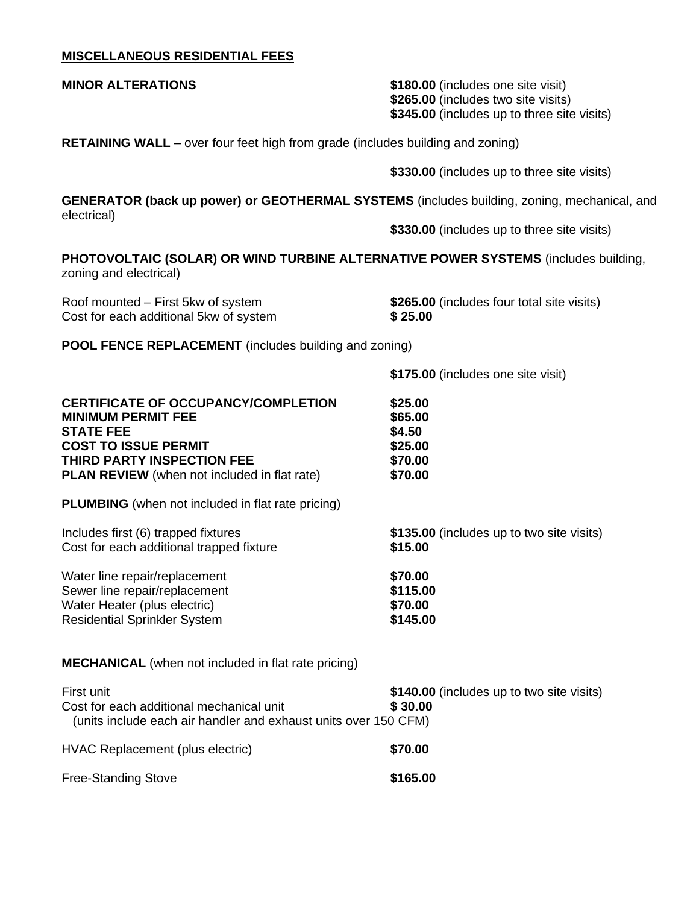## MISCELLANEOUS RESIDENTIAL FEES

**MINOR ALTERATIONS**

**$180.00** (includes one site visit)
**$265.00** (includes two site visits)
**$345.00** (includes up to three site visits)

**RETAINING WALL** – over four feet high from grade (includes building and zoning)

**$330.00** (includes up to three site visits)

**GENERATOR (back up power) or GEOTHERMAL SYSTEMS** (includes building, zoning, mechanical, and electrical)

**$330.00** (includes up to three site visits)

**PHOTOVOLTAIC (SOLAR) OR WIND TURBINE ALTERNATIVE POWER SYSTEMS** (includes building, zoning and electrical)

| | |
|---|---|
| Roof mounted – First 5kw of system | **$265.00** (includes four total site visits) |
| Cost for each additional 5kw of system | **$ 25.00** |

**POOL FENCE REPLACEMENT** (includes building and zoning)

**$175.00** (includes one site visit)

| | |
|---|---|
| **CERTIFICATE OF OCCUPANCY/COMPLETION** | **$25.00** |
| **MINIMUM PERMIT FEE** | **$65.00** |
| **STATE FEE** | **$4.50** |
| **COST TO ISSUE PERMIT** | **$25.00** |
| **THIRD PARTY INSPECTION FEE** | **$70.00** |
| **PLAN REVIEW** (when not included in flat rate) | **$70.00** |

**PLUMBING** (when not included in flat rate pricing)

| | |
|---|---|
| Includes first (6) trapped fixtures | **$135.00** (includes up to two site visits) |
| Cost for each additional trapped fixture | **$15.00** |
| Water line repair/replacement | **$70.00** |
| Sewer line repair/replacement | **$115.00** |
| Water Heater (plus electric) | **$70.00** |
| Residential Sprinkler System | **$145.00** |

**MECHANICAL** (when not included in flat rate pricing)

| | |
|---|---|
| First unit | **$140.00** (includes up to two site visits) |
| Cost for each additional mechanical unit | **$ 30.00** |

(units include each air handler and exhaust units over 150 CFM)

| | |
|---|---|
| HVAC Replacement (plus electric) | **$70.00** |
| Free-Standing Stove | **$165.00** |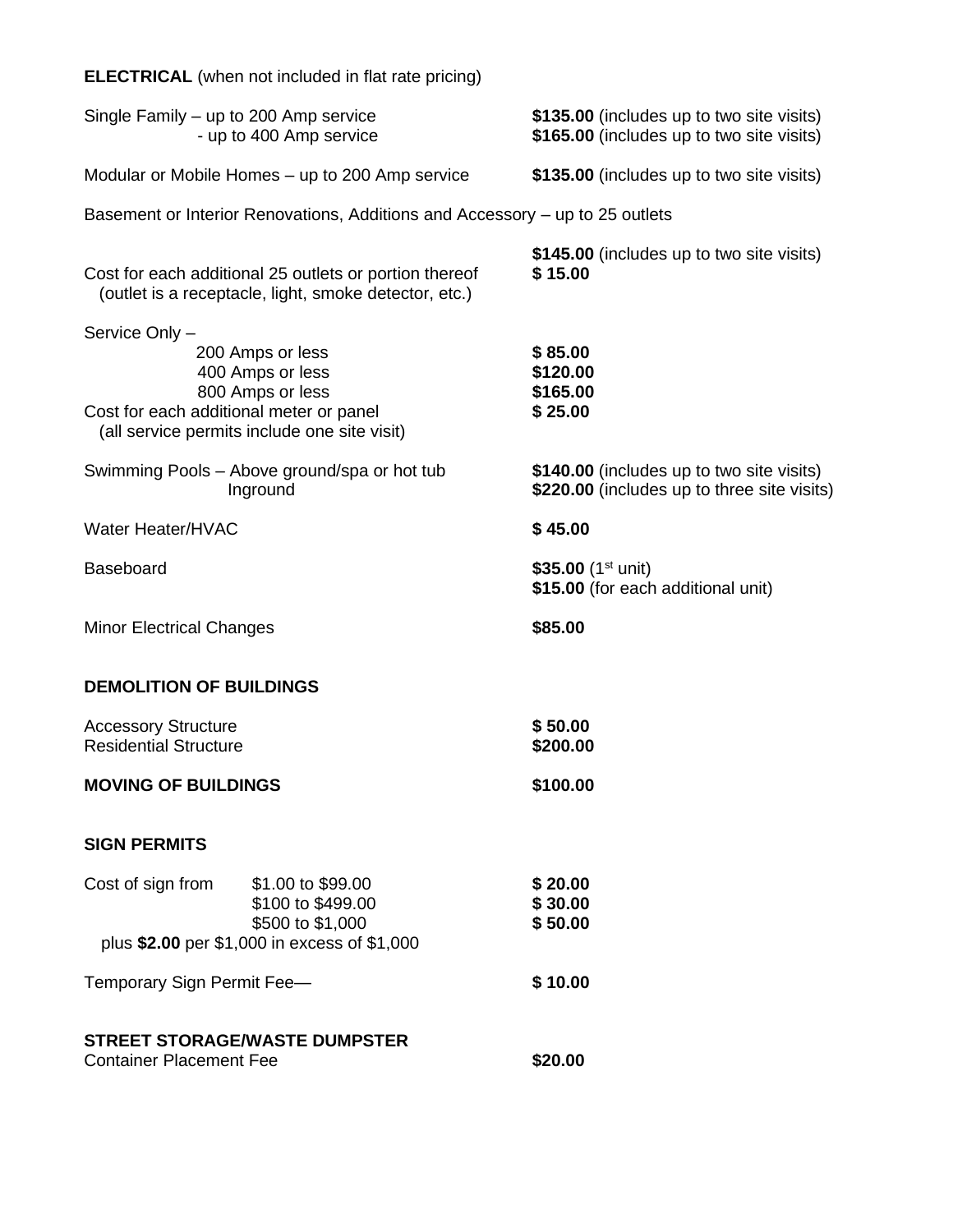**ELECTRICAL** (when not included in flat rate pricing)

| | |
|---|---|
| Single Family – up to 200 Amp service | **\$135.00** (includes up to two site visits) |
| - up to 400 Amp service | **\$165.00** (includes up to two site visits) |
| Modular or Mobile Homes – up to 200 Amp service | **\$135.00** (includes up to two site visits) |

Basement or Interior Renovations, Additions and Accessory – up to 25 outlets

| | |
|---|---|
| | **\$145.00** (includes up to two site visits) |
| Cost for each additional 25 outlets or portion thereof (outlet is a receptacle, light, smoke detector, etc.) | **\$ 15.00** |

Service Only –

| | |
|---|---|
| 200 Amps or less | **\$ 85.00** |
| 400 Amps or less | **\$120.00** |
| 800 Amps or less | **\$165.00** |
| Cost for each additional meter or panel (all service permits include one site visit) | **\$ 25.00** |

| | |
|---|---|
| Swimming Pools – Above ground/spa or hot tub | **\$140.00** (includes up to two site visits) |
| Inground | **\$220.00** (includes up to three site visits) |
| Water Heater/HVAC | **\$ 45.00** |
| Baseboard | **\$35.00** (1st unit)<br>**\$15.00** (for each additional unit) |
| Minor Electrical Changes | **\$85.00** |

**DEMOLITION OF BUILDINGS**

| | |
|---|---|
| Accessory Structure | **\$ 50.00** |
| Residential Structure | **\$200.00** |

**MOVING OF BUILDINGS** **\$100.00**

**SIGN PERMITS**

| Cost of sign from | | |
|---|---|---|
| | \$1.00 to \$99.00 | **\$ 20.00** |
| | \$100 to \$499.00 | **\$ 30.00** |
| | \$500 to \$1,000 | **\$ 50.00** |

plus **\$2.00** per \$1,000 in excess of \$1,000

Temporary Sign Permit Fee— **\$ 10.00**

**STREET STORAGE/WASTE DUMPSTER**

Container Placement Fee **\$20.00**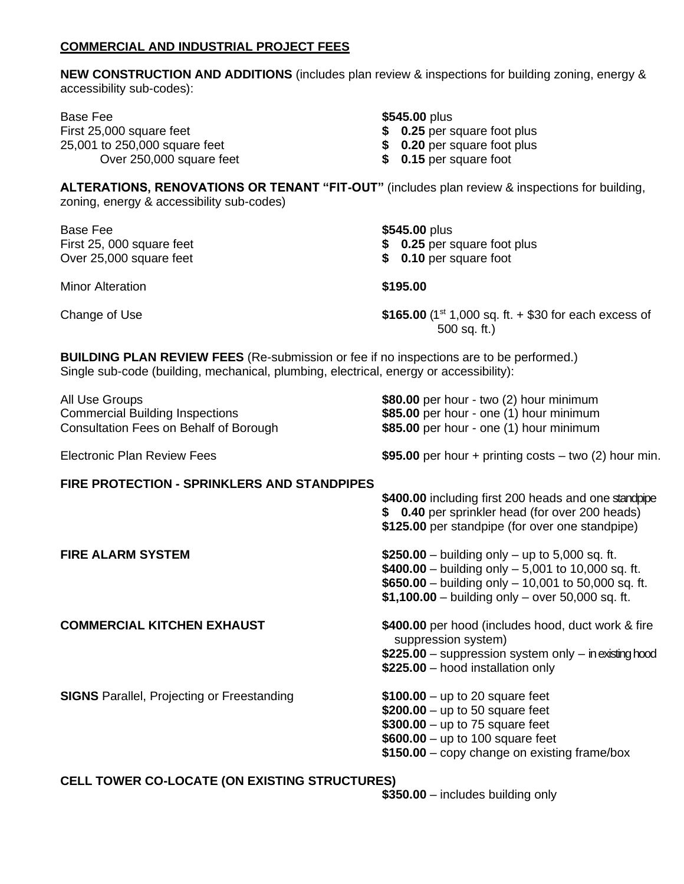## COMMERCIAL AND INDUSTRIAL PROJECT FEES

**NEW CONSTRUCTION AND ADDITIONS** (includes plan review & inspections for building zoning, energy & accessibility sub-codes):

| | |
|---|---|
| Base Fee | **$545.00** plus |
| First 25,000 square feet | **$ 0.25** per square foot plus |
| 25,001 to 250,000 square feet | **$ 0.20** per square foot plus |
| Over 250,000 square feet | **$ 0.15** per square foot |

**ALTERATIONS, RENOVATIONS OR TENANT "FIT-OUT"** (includes plan review & inspections for building, zoning, energy & accessibility sub-codes)

| | |
|---|---|
| Base Fee | **$545.00** plus |
| First 25, 000 square feet | **$ 0.25** per square foot plus |
| Over 25,000 square feet | **$ 0.10** per square foot |
| Minor Alteration | **$195.00** |
| Change of Use | **$165.00** (1st 1,000 sq. ft. + $30 for each excess of 500 sq. ft.) |

**BUILDING PLAN REVIEW FEES** (Re-submission or fee if no inspections are to be performed.)
Single sub-code (building, mechanical, plumbing, electrical, energy or accessibility):

| | |
|---|---|
| All Use Groups | **$80.00** per hour - two (2) hour minimum |
| Commercial Building Inspections | **$85.00** per hour - one (1) hour minimum |
| Consultation Fees on Behalf of Borough | **$85.00** per hour - one (1) hour minimum |
| Electronic Plan Review Fees | **$95.00** per hour + printing costs – two (2) hour min. |

**FIRE PROTECTION - SPRINKLERS AND STANDPIPES**

- **$400.00** including first 200 heads and one standpipe
- **$ 0.40** per sprinkler head (for over 200 heads)
- **$125.00** per standpipe (for over one standpipe)

**FIRE ALARM SYSTEM**

- **$250.00** – building only – up to 5,000 sq. ft.
- **$400.00** – building only – 5,001 to 10,000 sq. ft.
- **$650.00** – building only – 10,001 to 50,000 sq. ft.
- **$1,100.00** – building only – over 50,000 sq. ft.

**COMMERCIAL KITCHEN EXHAUST**

- **$400.00** per hood (includes hood, duct work & fire suppression system)
- **$225.00** – suppression system only – in existing hood
- **$225.00** – hood installation only

**SIGNS** Parallel, Projecting or Freestanding

- **$100.00** – up to 20 square feet
- **$200.00** – up to 50 square feet
- **$300.00** – up to 75 square feet
- **$600.00** – up to 100 square feet
- **$150.00** – copy change on existing frame/box

**CELL TOWER CO-LOCATE (ON EXISTING STRUCTURES)**

- **$350.00** – includes building only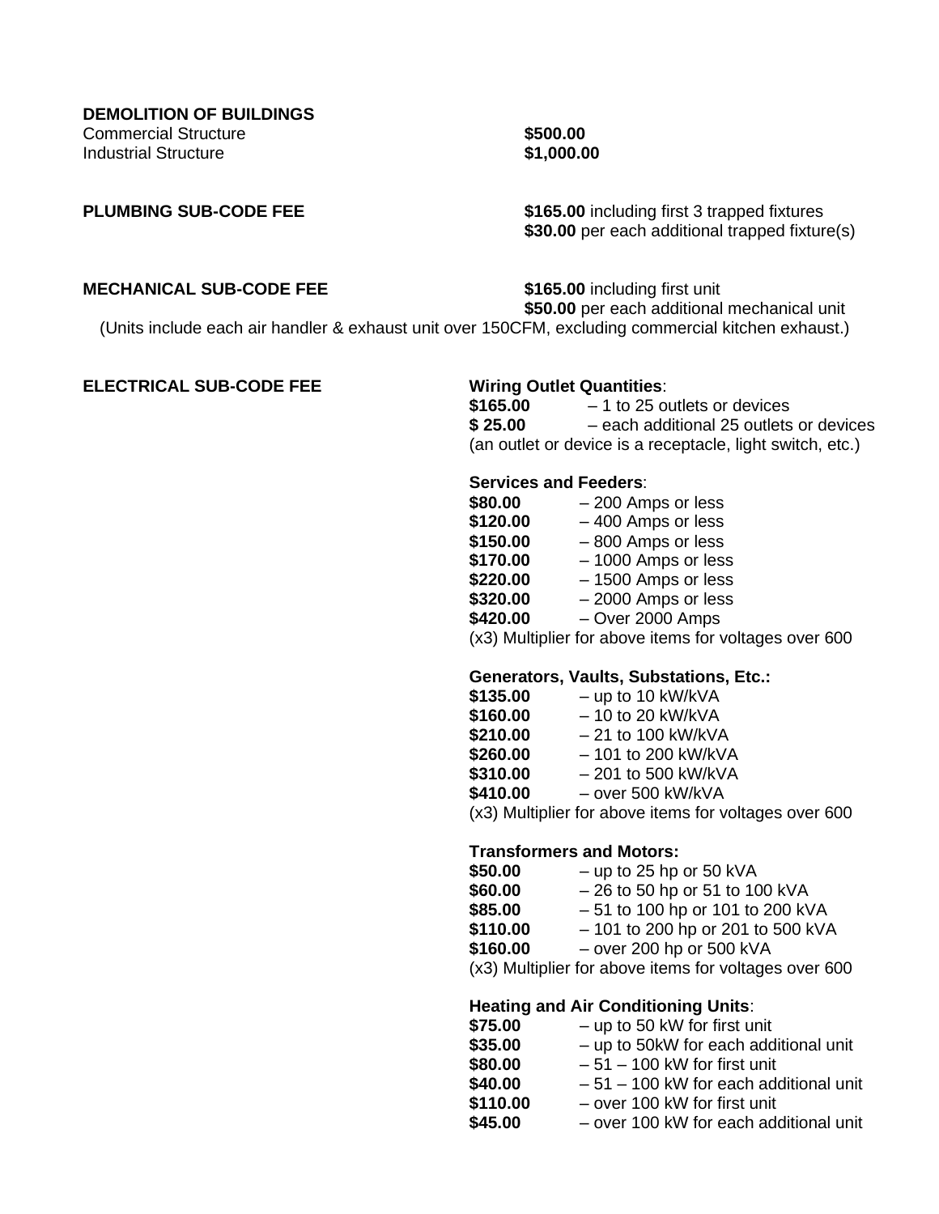**DEMOLITION OF BUILDINGS**

| | |
|---|---|
| Commercial Structure | **$500.00** |
| Industrial Structure | **$1,000.00** |

**PLUMBING SUB-CODE FEE**

**$165.00** including first 3 trapped fixtures
**$30.00** per each additional trapped fixture(s)

**MECHANICAL SUB-CODE FEE**

**$165.00** including first unit
**$50.00** per each additional mechanical unit

(Units include each air handler & exhaust unit over 150CFM, excluding commercial kitchen exhaust.)

**ELECTRICAL SUB-CODE FEE**

**Wiring Outlet Quantities**:

| | |
|---|---|
| **$165.00** | – 1 to 25 outlets or devices |
| **$ 25.00** | – each additional 25 outlets or devices |

(an outlet or device is a receptacle, light switch, etc.)

**Services and Feeders**:

| | |
|---|---|
| **$80.00** | – 200 Amps or less |
| **$120.00** | – 400 Amps or less |
| **$150.00** | – 800 Amps or less |
| **$170.00** | – 1000 Amps or less |
| **$220.00** | – 1500 Amps or less |
| **$320.00** | – 2000 Amps or less |
| **$420.00** | – Over 2000 Amps |

(x3) Multiplier for above items for voltages over 600

**Generators, Vaults, Substations, Etc.:**

| | |
|---|---|
| **$135.00** | – up to 10 kW/kVA |
| **$160.00** | – 10 to 20 kW/kVA |
| **$210.00** | – 21 to 100 kW/kVA |
| **$260.00** | – 101 to 200 kW/kVA |
| **$310.00** | – 201 to 500 kW/kVA |
| **$410.00** | – over 500 kW/kVA |

(x3) Multiplier for above items for voltages over 600

**Transformers and Motors:**

| | |
|---|---|
| **$50.00** | – up to 25 hp or 50 kVA |
| **$60.00** | – 26 to 50 hp or 51 to 100 kVA |
| **$85.00** | – 51 to 100 hp or 101 to 200 kVA |
| **$110.00** | – 101 to 200 hp or 201 to 500 kVA |
| **$160.00** | – over 200 hp or 500 kVA |

(x3) Multiplier for above items for voltages over 600

**Heating and Air Conditioning Units**:

| | |
|---|---|
| **$75.00** | – up to 50 kW for first unit |
| **$35.00** | – up to 50kW for each additional unit |
| **$80.00** | – 51 – 100 kW for first unit |
| **$40.00** | – 51 – 100 kW for each additional unit |
| **$110.00** | – over 100 kW for first unit |
| **$45.00** | – over 100 kW for each additional unit |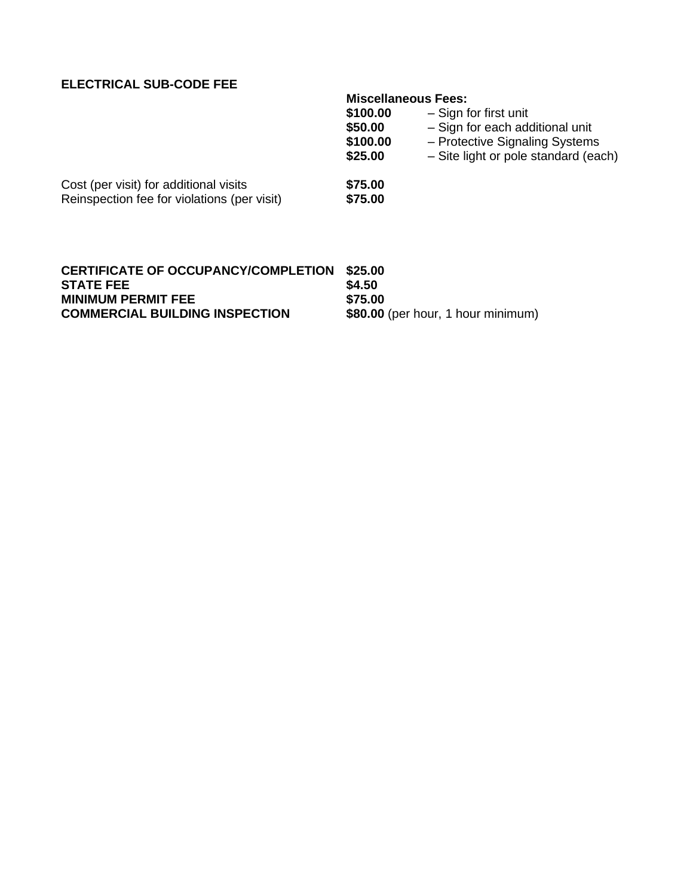**ELECTRICAL SUB-CODE FEE**

**Miscellaneous Fees:**

| | |
|---|---|
| **\$100.00** | – Sign for first unit |
| **\$50.00** | – Sign for each additional unit |
| **\$100.00** | – Protective Signaling Systems |
| **\$25.00** | – Site light or pole standard (each) |

| | |
|---|---|
| Cost (per visit) for additional visits | **\$75.00** |
| Reinspection fee for violations (per visit) | **\$75.00** |

| | |
|---|---|
| **CERTIFICATE OF OCCUPANCY/COMPLETION** | **\$25.00** |
| **STATE FEE** | **\$4.50** |
| **MINIMUM PERMIT FEE** | **\$75.00** |
| **COMMERCIAL BUILDING INSPECTION** | **\$80.00** (per hour, 1 hour minimum) |